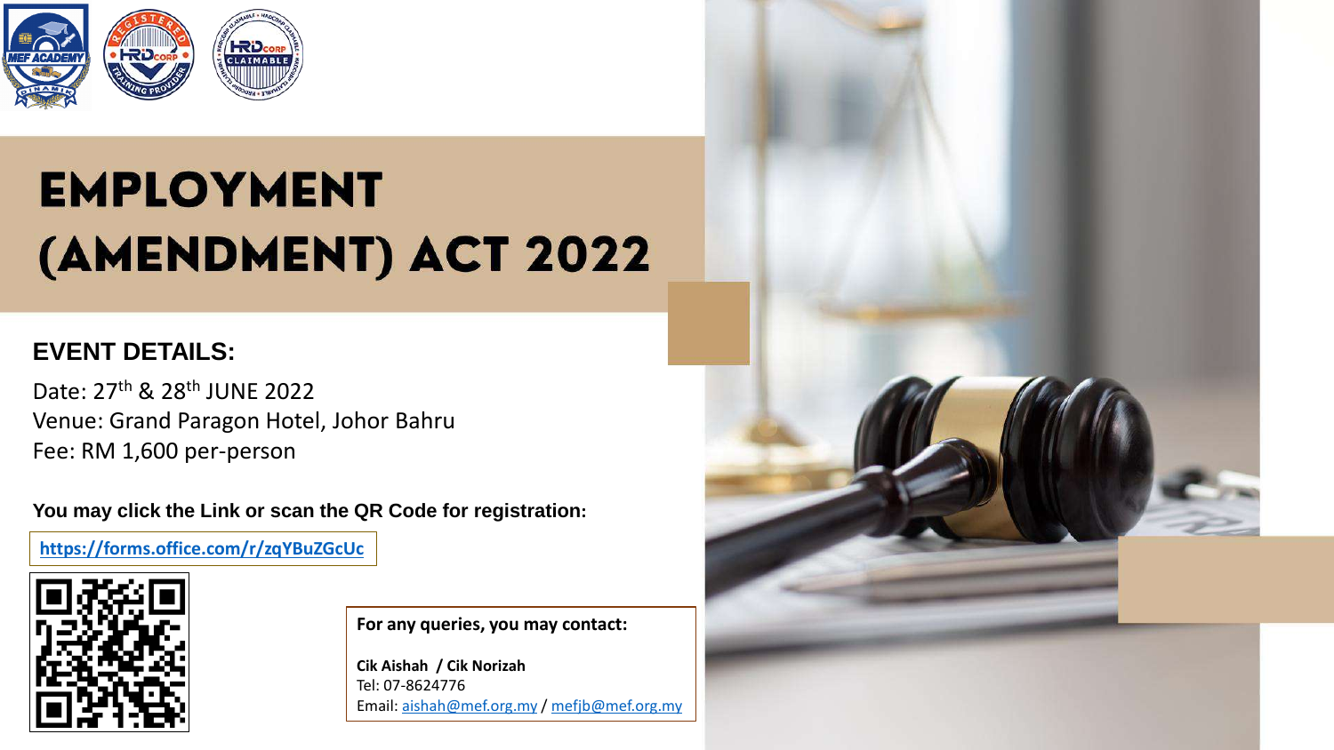# EMPLOYMENT (AMENDMENT) ACT 2022

## EVENT DETAILS:

Date: 27th & 28th JUNE 2022
Venue: Grand Paragon Hotel, Johor Bahru
Fee: RM 1,600 per-person

**You may click the Link or scan the QR Code for registration:**

**https://forms.office.com/r/zqYBuZGcUc**

**For any queries, you may contact:**

**Cik Aishah / Cik Norizah**
Tel: 07-8624776
Email: aishah@mef.org.my / mefjb@mef.org.my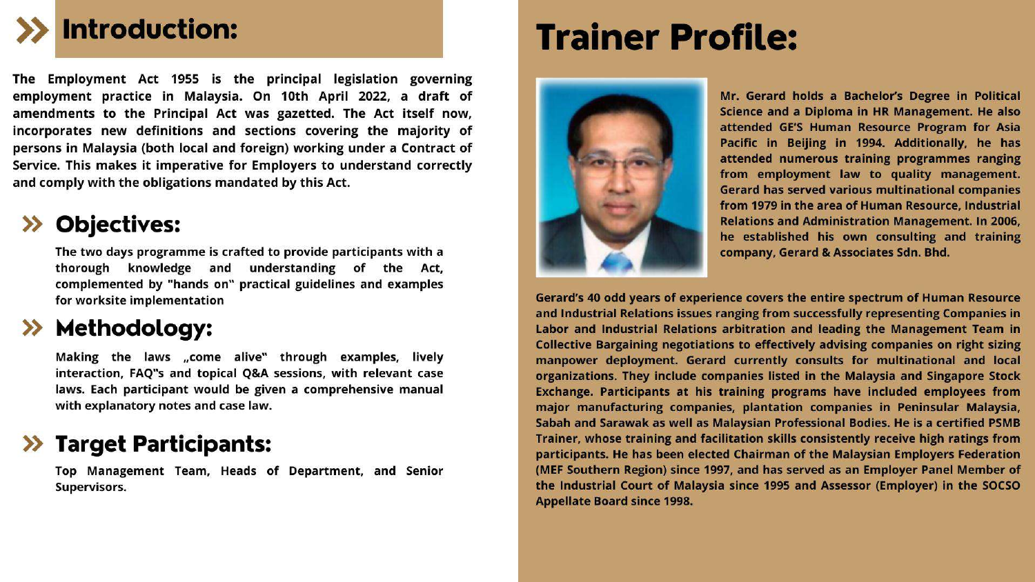## Introduction:

The Employment Act 1955 is the principal legislation governing employment practice in Malaysia. On 10th April 2022, a draft of amendments to the Principal Act was gazetted. The Act itself now, incorporates new definitions and sections covering the majority of persons in Malaysia (both local and foreign) working under a Contract of Service. This makes it imperative for Employers to understand correctly and comply with the obligations mandated by this Act.

## Objectives:

The two days programme is crafted to provide participants with a thorough knowledge and understanding of the Act, complemented by "hands on" practical guidelines and examples for worksite implementation

## Methodology:

Making the laws „come alive" through examples, lively interaction, FAQ"s and topical Q&A sessions, with relevant case laws. Each participant would be given a comprehensive manual with explanatory notes and case law.

## Target Participants:

Top Management Team, Heads of Department, and Senior Supervisors.

# Trainer Profile:

Mr. Gerard holds a Bachelor's Degree in Political Science and a Diploma in HR Management. He also attended GE'S Human Resource Program for Asia Pacific in Beijing in 1994. Additionally, he has attended numerous training programmes ranging from employment law to quality management. Gerard has served various multinational companies from 1979 in the area of Human Resource, Industrial Relations and Administration Management. In 2006, he established his own consulting and training company, Gerard & Associates Sdn. Bhd.

Gerard's 40 odd years of experience covers the entire spectrum of Human Resource and Industrial Relations issues ranging from successfully representing Companies in Labor and Industrial Relations arbitration and leading the Management Team in Collective Bargaining negotiations to effectively advising companies on right sizing manpower deployment. Gerard currently consults for multinational and local organizations. They include companies listed in the Malaysia and Singapore Stock Exchange. Participants at his training programs have included employees from major manufacturing companies, plantation companies in Peninsular Malaysia, Sabah and Sarawak as well as Malaysian Professional Bodies. He is a certified PSMB Trainer, whose training and facilitation skills consistently receive high ratings from participants. He has been elected Chairman of the Malaysian Employers Federation (MEF Southern Region) since 1997, and has served as an Employer Panel Member of the Industrial Court of Malaysia since 1995 and Assessor (Employer) in the SOCSO Appellate Board since 1998.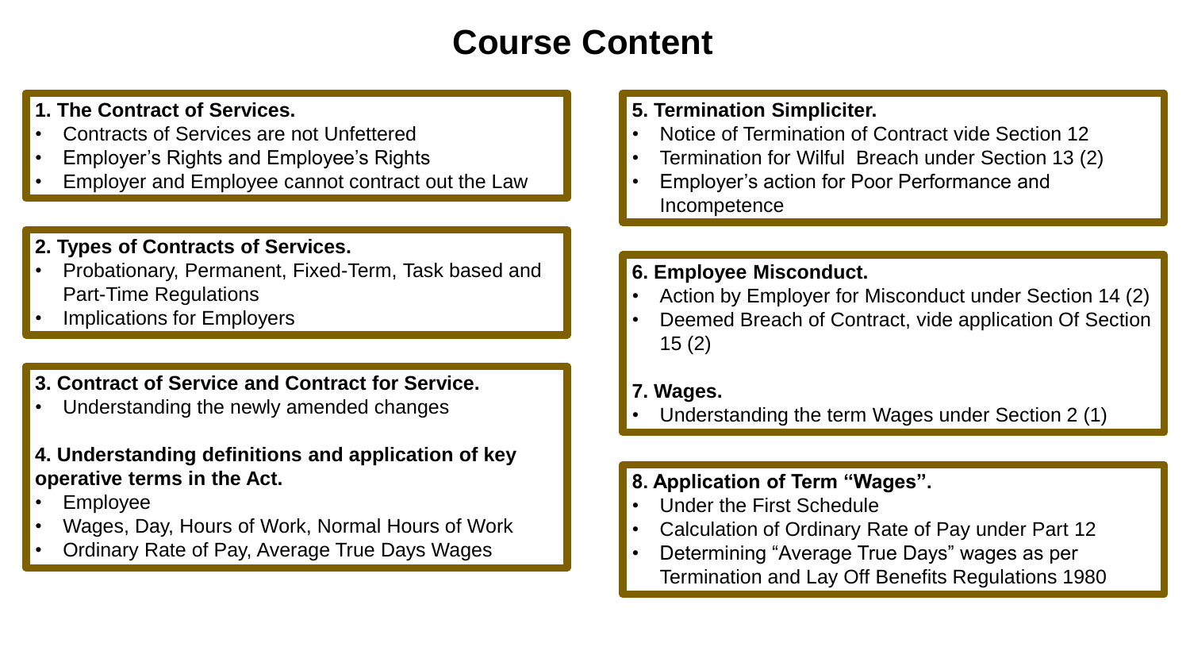# Course Content

**1. The Contract of Services.**

- Contracts of Services are not Unfettered
- Employer's Rights and Employee's Rights
- Employer and Employee cannot contract out the Law

**2. Types of Contracts of Services.**

- Probationary, Permanent, Fixed-Term, Task based and Part-Time Regulations
- Implications for Employers

**3. Contract of Service and Contract for Service.**

- Understanding the newly amended changes

**4. Understanding definitions and application of key operative terms in the Act.**

- Employee
- Wages, Day, Hours of Work, Normal Hours of Work
- Ordinary Rate of Pay, Average True Days Wages

**5. Termination Simpliciter.**

- Notice of Termination of Contract vide Section 12
- Termination for Wilful Breach under Section 13 (2)
- Employer's action for Poor Performance and Incompetence

**6. Employee Misconduct.**

- Action by Employer for Misconduct under Section 14 (2)
- Deemed Breach of Contract, vide application Of Section 15 (2)

**7. Wages.**

- Understanding the term Wages under Section 2 (1)

**8. Application of Term "Wages".**

- Under the First Schedule
- Calculation of Ordinary Rate of Pay under Part 12
- Determining "Average True Days" wages as per Termination and Lay Off Benefits Regulations 1980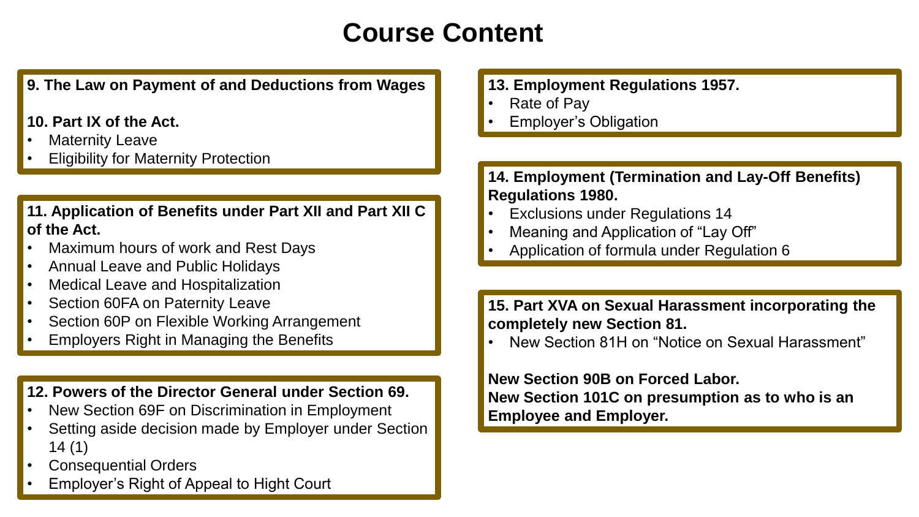# Course Content

**9. The Law on Payment of and Deductions from Wages**

**10. Part IX of the Act.**

- Maternity Leave
- Eligibility for Maternity Protection

**11. Application of Benefits under Part XII and Part XII C of the Act.**

- Maximum hours of work and Rest Days
- Annual Leave and Public Holidays
- Medical Leave and Hospitalization
- Section 60FA on Paternity Leave
- Section 60P on Flexible Working Arrangement
- Employers Right in Managing the Benefits

**12. Powers of the Director General under Section 69.**

- New Section 69F on Discrimination in Employment
- Setting aside decision made by Employer under Section 14 (1)
- Consequential Orders
- Employer's Right of Appeal to Hight Court

**13. Employment Regulations 1957.**

- Rate of Pay
- Employer's Obligation

**14. Employment (Termination and Lay-Off Benefits) Regulations 1980.**

- Exclusions under Regulations 14
- Meaning and Application of "Lay Off"
- Application of formula under Regulation 6

**15. Part XVA on Sexual Harassment incorporating the completely new Section 81.**

- New Section 81H on "Notice on Sexual Harassment"

**New Section 90B on Forced Labor.**
**New Section 101C on presumption as to who is an Employee and Employer.**